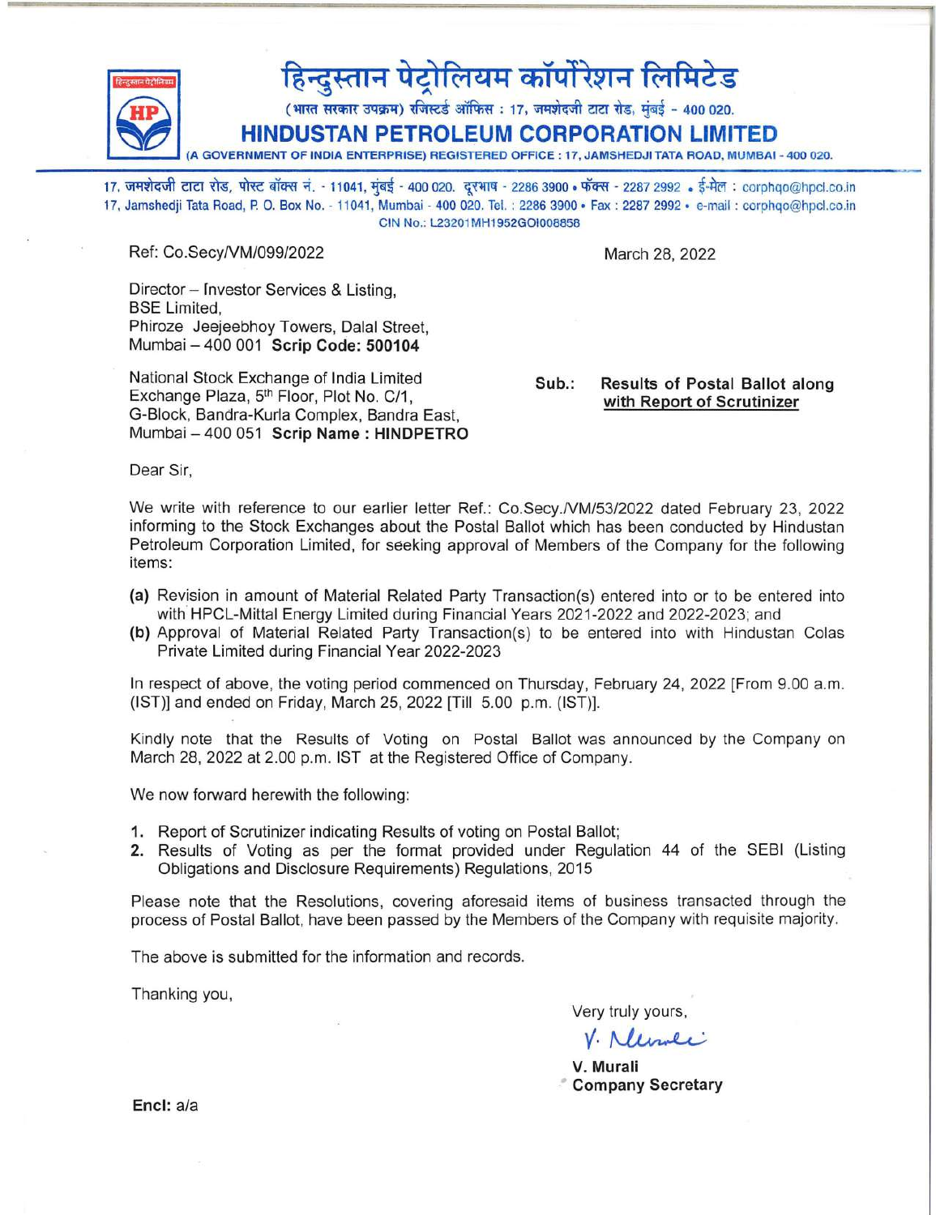# हिन्दुस्तान पेट्रोलियम कॉर्पोरेशन लिमिटेड

(भारत सरकार उपक्रम) रजिस्टर्ड ऑफिस : 17, जमशेदजी टाटा रोड, मुंबई - 400 020.

# HINDUSTAN PETROLEUM CORPORATION LIMITED

(A GOVERNMENT OF INDIA ENTERPRISE) REGISTERED OFFICE : 17, JAMSHEDJI TATA ROAD, MUMBAI - 400 020.

17, जमशेदजी टाटा रोड, पोस्ट बॉक्स नं. - 11041, मुंबई - 400 020. दूरभाष - 2286 3900 • फॅक्स - 2287 2992 • ई-मेल : corphqo@hpcl.co.in
17, Jamshedji Tata Road, P. O. Box No. - 11041, Mumbai - 400 020. Tel. : 2286 3900 • Fax : 2287 2992 • e-mail : corphqo@hpcl.co.in
CIN No.: L23201MH1952GOI008858

Ref: Co.Secy/VM/099/2022

March 28, 2022

Director – Investor Services & Listing,
BSE Limited,
Phiroze Jeejeebhoy Towers, Dalal Street,
Mumbai – 400 001 **Scrip Code: 500104**

National Stock Exchange of India Limited
Exchange Plaza, 5th Floor, Plot No. C/1,
G-Block, Bandra-Kurla Complex, Bandra East,
Mumbai – 400 051 **Scrip Name : HINDPETRO**

**Sub.: Results of Postal Ballot along with Report of Scrutinizer**

Dear Sir,

We write with reference to our earlier letter Ref.: Co.Secy./VM/53/2022 dated February 23, 2022 informing to the Stock Exchanges about the Postal Ballot which has been conducted by Hindustan Petroleum Corporation Limited, for seeking approval of Members of the Company for the following items:

**(a)** Revision in amount of Material Related Party Transaction(s) entered into or to be entered into with HPCL-Mittal Energy Limited during Financial Years 2021-2022 and 2022-2023; and

**(b)** Approval of Material Related Party Transaction(s) to be entered into with Hindustan Colas Private Limited during Financial Year 2022-2023

In respect of above, the voting period commenced on Thursday, February 24, 2022 [From 9.00 a.m. (IST)] and ended on Friday, March 25, 2022 [Till 5.00 p.m. (IST)].

Kindly note that the Results of Voting on Postal Ballot was announced by the Company on March 28, 2022 at 2.00 p.m. IST at the Registered Office of Company.

We now forward herewith the following:

1. Report of Scrutinizer indicating Results of voting on Postal Ballot;
2. Results of Voting as per the format provided under Regulation 44 of the SEBI (Listing Obligations and Disclosure Requirements) Regulations, 2015

Please note that the Resolutions, covering aforesaid items of business transacted through the process of Postal Ballot, have been passed by the Members of the Company with requisite majority.

The above is submitted for the information and records.

Thanking you,

Very truly yours,

V. Murali

**V. Murali**
**Company Secretary**

**Encl:** a/a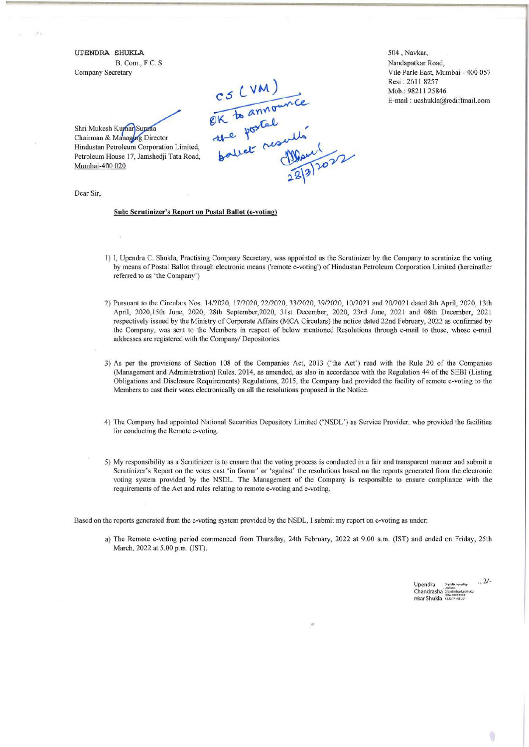UPENDRA SHUKLA
B. Com., F C. S
Company Secretary

504, Navkar,
Nandapatkar Road,
Vile Parle East, Mumbai - 400 057
Resi : 2611 8257
Mob.: 98211 25846
E-mail : ucshukla@rediffmail.com

CS (VM)
OK to announce the postal ballot results
28/3/2022

Shri Mukesh Kumar Surana
Chairman & Managing Director
Hindustan Petroleum Corporation Limited,
Petroleum House 17, Jamshedji Tata Road,
Mumbai-400 020

Dear Sir,

**Sub: Scrutinizer's Report on Postal Ballot (e-voting)**

1) I, Upendra C. Shukla, Practising Company Secretary, was appointed as the Scrutinizer by the Company to scrutinize the voting by means of Postal Ballot through electronic means ('remote e-voting') of Hindustan Petroleum Corporation Limited (hereinafter referred to as 'the Company')

2) Pursuant to the Circulars Nos. 14/2020, 17/2020, 22/2020, 33/2020, 39/2020, 10/2021 and 20/2021 dated 8th April, 2020, 13th April, 2020,15th June, 2020, 28th September,2020, 31st December, 2020, 23rd June, 2021 and 08th December, 2021 respectively issued by the Ministry of Corporate Affairs (MCA Circulars) the notice dated 22nd February, 2022 as confirmed by the Company, was sent to the Members in respect of below mentioned Resolutions through e-mail to those, whose e-mail addresses are registered with the Company/ Depositories.

3) As per the provisions of Section 108 of the Companies Act, 2013 ('the Act') read with the Rule 20 of the Companies (Management and Administration) Rules, 2014, as amended, as also in accordance with the Regulation 44 of the SEBI (Listing Obligations and Disclosure Requirements) Regulations, 2015, the Company had provided the facility of remote e-voting to the Members to cast their votes electronically on all the resolutions proposed in the Notice.

4) The Company had appointed National Securities Depository Limited ('NSDL') as Service Provider, who provided the facilities for conducting the Remote e-voting.

5) My responsibility as a Scrutinizer is to ensure that the voting process is conducted in a fair and transparent manner and submit a Scrutinizer's Report on the votes cast 'in favour' or 'against' the resolutions based on the reports generated from the electronic voting system provided by the NSDL. The Management of the Company is responsible to ensure compliance with the requirements of the Act and rules relating to remote e-voting and e-voting.

Based on the reports generated from the e-voting system provided by the NSDL, I submit my report on e-voting as under:

a) The Remote e-voting period commenced from Thursday, 24th February, 2022 at 9.00 a.m. (IST) and ended on Friday, 25th March, 2022 at 5.00 p.m. (IST).

Upendra Chandrashankar Shukla (Digitally signed by Upendra Chandrashankar Shukla Date: 2022.03.28)

...2/-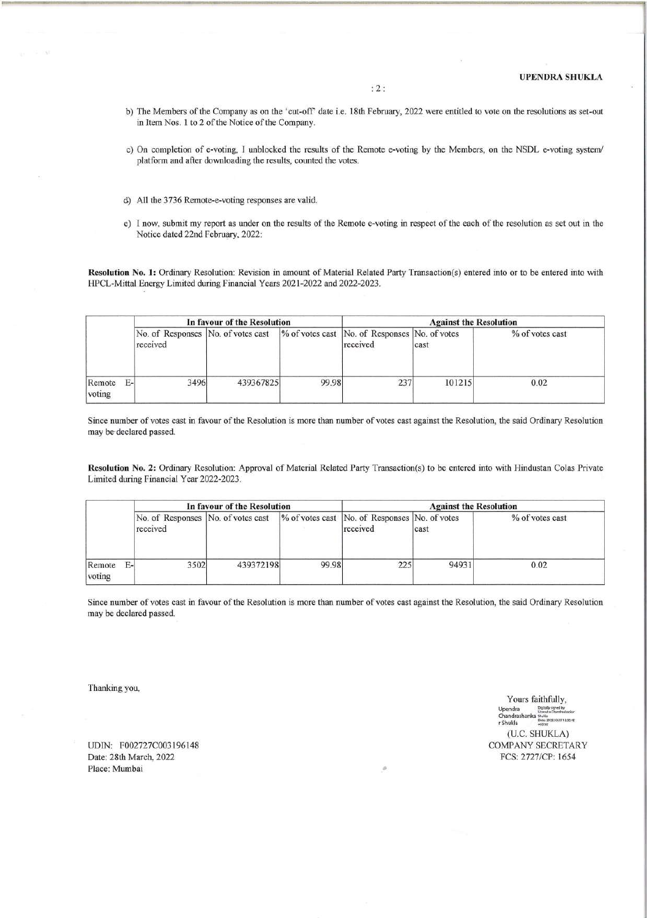b) The Members of the Company as on the 'cut-off' date i.e. 18th February, 2022 were entitled to vote on the resolutions as set-out in Item Nos. 1 to 2 of the Notice of the Company.

c) On completion of e-voting, I unblocked the results of the Remote e-voting by the Members, on the NSDL e-voting system/ platform and after downloading the results, counted the votes.

d) All the 3736 Remote-e-voting responses are valid.

e) I now, submit my report as under on the results of the Remote e-voting in respect of the each of the resolution as set out in the Notice dated 22nd February, 2022:

**Resolution No. 1:** Ordinary Resolution: Revision in amount of Material Related Party Transaction(s) entered into or to be entered into with HPCL-Mittal Energy Limited during Financial Years 2021-2022 and 2022-2023.

| | In favour of the Resolution | | | Against the Resolution | | |
|---|---|---|---|---|---|---|
| | No. of Responses received | No. of votes cast | % of votes cast | No. of Responses received | No. of votes cast | % of votes cast |
| Remote E-voting | 3496 | 439367825 | 99.98 | 237 | 101215 | 0.02 |

Since number of votes cast in favour of the Resolution is more than number of votes cast against the Resolution, the said Ordinary Resolution may be declared passed.

**Resolution No. 2:** Ordinary Resolution: Approval of Material Related Party Transaction(s) to be entered into with Hindustan Colas Private Limited during Financial Year 2022-2023.

| | In favour of the Resolution | | | Against the Resolution | | |
|---|---|---|---|---|---|---|
| | No. of Responses received | No. of votes cast | % of votes cast | No. of Responses received | No. of votes cast | % of votes cast |
| Remote E-voting | 3502 | 439372198 | 99.98 | 225 | 94931 | 0.02 |

Since number of votes cast in favour of the Resolution is more than number of votes cast against the Resolution, the said Ordinary Resolution may be declared passed.

Thanking you,

Yours faithfully,

Upendra Chandrashankar Shukla

(U.C. SHUKLA)
COMPANY SECRETARY
FCS: 2727/CP: 1654

UDIN: F002727C003196148
Date: 28th March, 2022
Place: Mumbai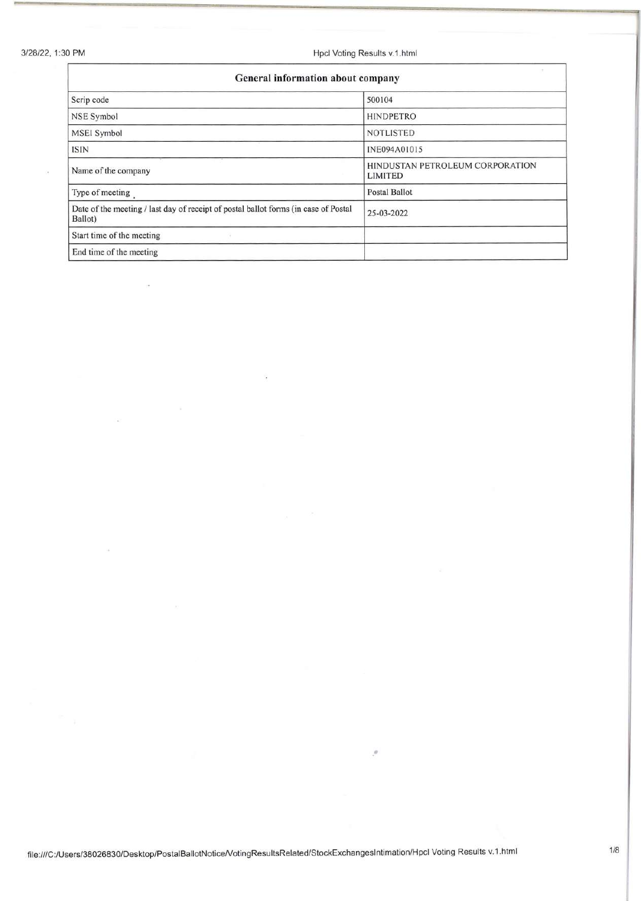| General information about company | |
|---|---|
| Scrip code | 500104 |
| NSE Symbol | HINDPETRO |
| MSEI Symbol | NOTLISTED |
| ISIN | INE094A01015 |
| Name of the company | HINDUSTAN PETROLEUM CORPORATION LIMITED |
| Type of meeting | Postal Ballot |
| Date of the meeting / last day of receipt of postal ballot forms (in case of Postal Ballot) | 25-03-2022 |
| Start time of the meeting | |
| End time of the meeting | |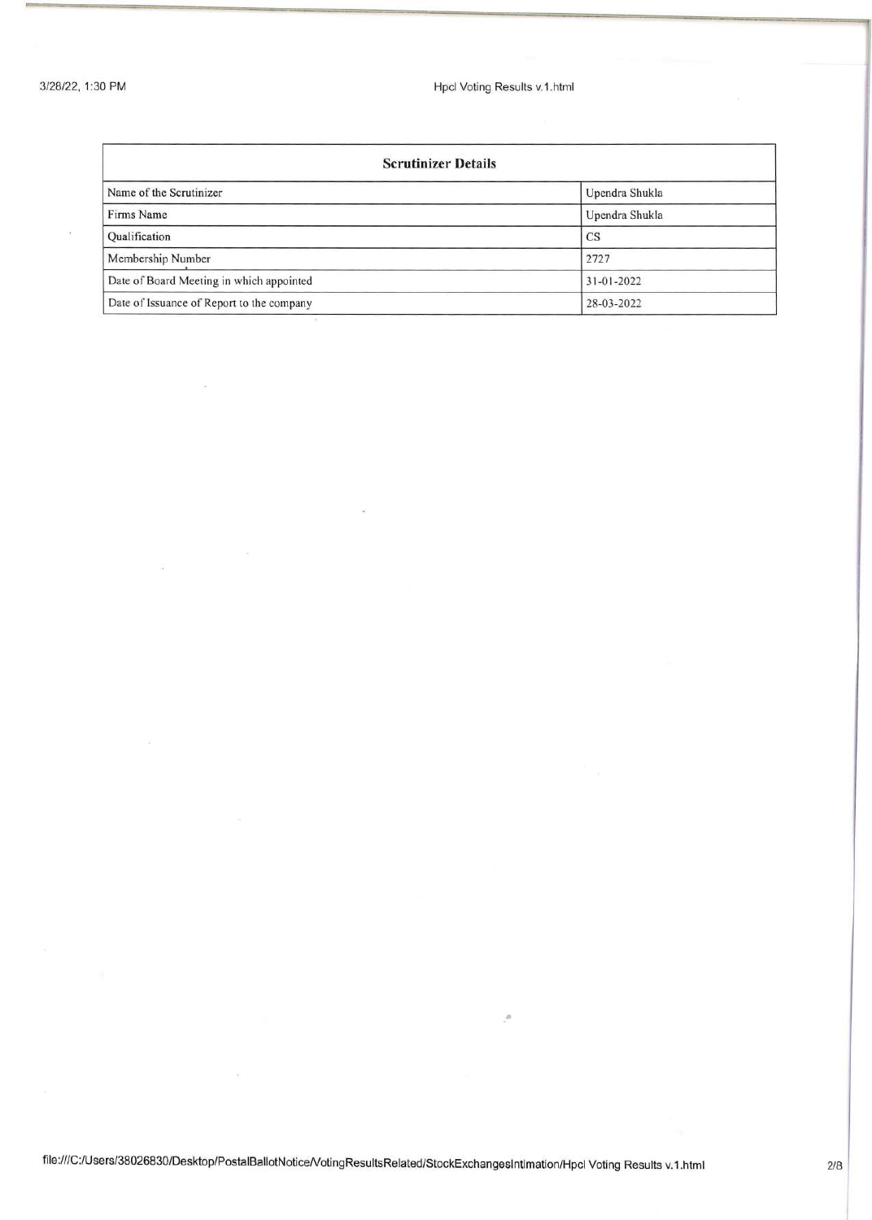| Scrutinizer Details | |
|---|---|
| Name of the Scrutinizer | Upendra Shukla |
| Firms Name | Upendra Shukla |
| Qualification | CS |
| Membership Number | 2727 |
| Date of Board Meeting in which appointed | 31-01-2022 |
| Date of Issuance of Report to the company | 28-03-2022 |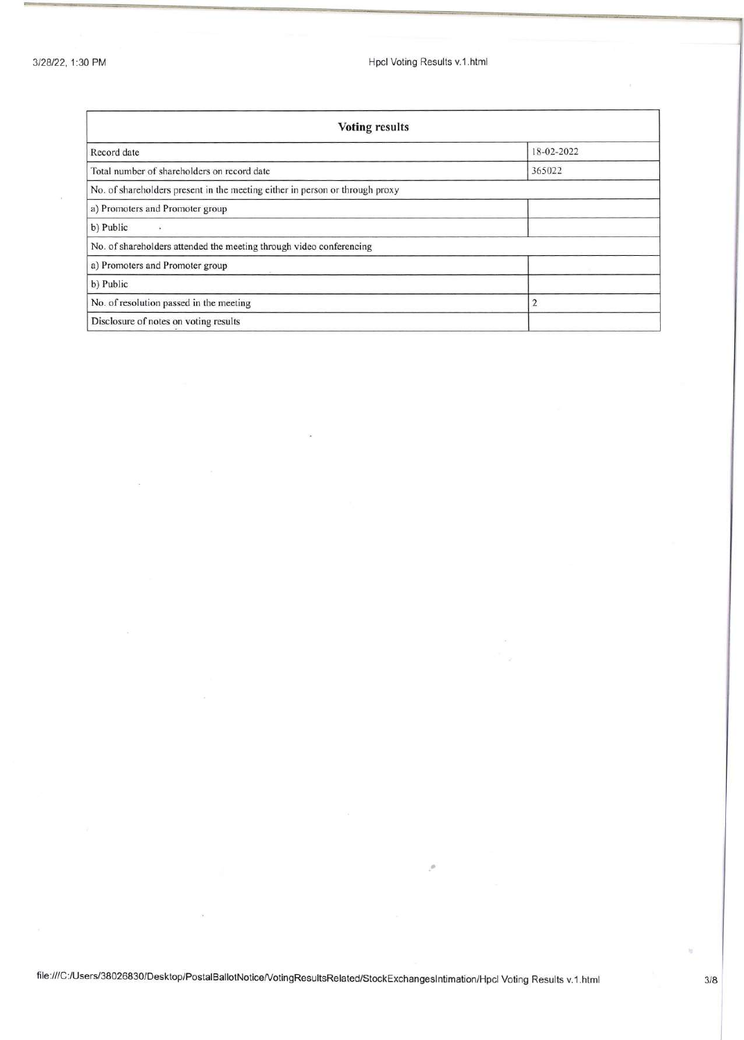| Voting results | |
|---|---|
| Record date | 18-02-2022 |
| Total number of shareholders on record date | 365022 |
| No. of shareholders present in the meeting either in person or through proxy | |
| a) Promoters and Promoter group | |
| b) Public | |
| No. of shareholders attended the meeting through video conferencing | |
| a) Promoters and Promoter group | |
| b) Public | |
| No. of resolution passed in the meeting | 2 |
| Disclosure of notes on voting results | |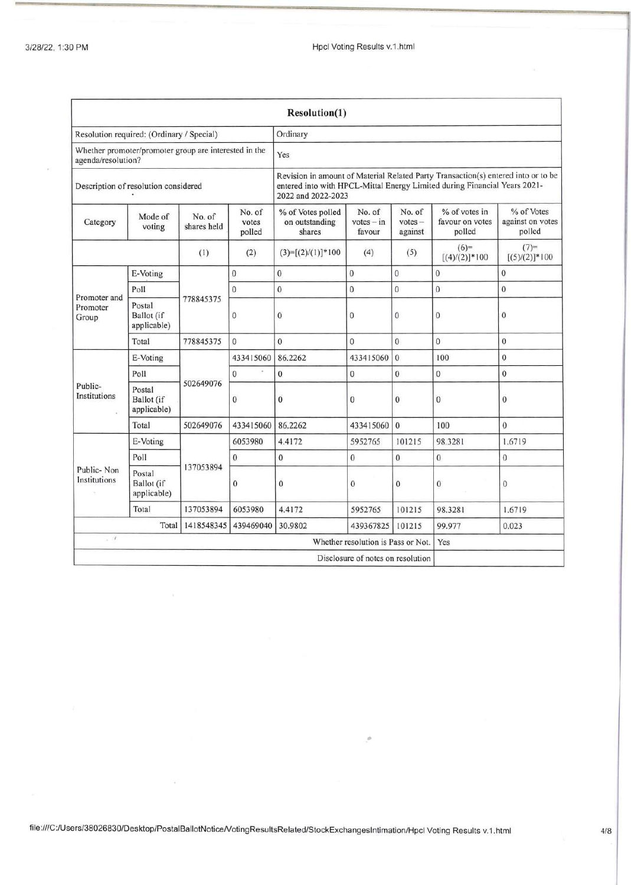## Resolution(1)

| | | | | | | | | |
|---|---|---|---|---|---|---|---|---|
| Resolution required: (Ordinary / Special) | | | | Ordinary | | | | |
| Whether promoter/promoter group are interested in the agenda/resolution? | | | | Yes | | | | |
| Description of resolution considered | | | | Revision in amount of Material Related Party Transaction(s) entered into or to be entered into with HPCL-Mittal Energy Limited during Financial Years 2021-2022 and 2022-2023 | | | | |
| Category | Mode of voting | No. of shares held | No. of votes polled | % of Votes polled on outstanding shares | No. of votes – in favour | No. of votes – against | % of votes in favour on votes polled | % of Votes against on votes polled |
| | | (1) | (2) | (3)=[(2)/(1)]*100 | (4) | (5) | (6)=[(4)/(2)]*100 | (7)=[(5)/(2)]*100 |
| Promoter and Promoter Group | E-Voting | 778845375 | 0 | 0 | 0 | 0 | 0 | 0 |
| | Poll | | 0 | 0 | 0 | 0 | 0 | 0 |
| | Postal Ballot (if applicable) | | 0 | 0 | 0 | 0 | 0 | 0 |
| | Total | 778845375 | 0 | 0 | 0 | 0 | 0 | 0 |
| Public-Institutions | E-Voting | 502649076 | 433415060 | 86.2262 | 433415060 | 0 | 100 | 0 |
| | Poll | | 0 | 0 | 0 | 0 | 0 | 0 |
| | Postal Ballot (if applicable) | | 0 | 0 | 0 | 0 | 0 | 0 |
| | Total | 502649076 | 433415060 | 86.2262 | 433415060 | 0 | 100 | 0 |
| Public- Non Institutions | E-Voting | 137053894 | 6053980 | 4.4172 | 5952765 | 101215 | 98.3281 | 1.6719 |
| | Poll | | 0 | 0 | 0 | 0 | 0 | 0 |
| | Postal Ballot (if applicable) | | 0 | 0 | 0 | 0 | 0 | 0 |
| | Total | 137053894 | 6053980 | 4.4172 | 5952765 | 101215 | 98.3281 | 1.6719 |
| | Total | 1418548345 | 439469040 | 30.9802 | 439367825 | 101215 | 99.977 | 0.023 |
| | | | | | | Whether resolution is Pass or Not. | Yes | |
| | | | | | | Disclosure of notes on resolution | | |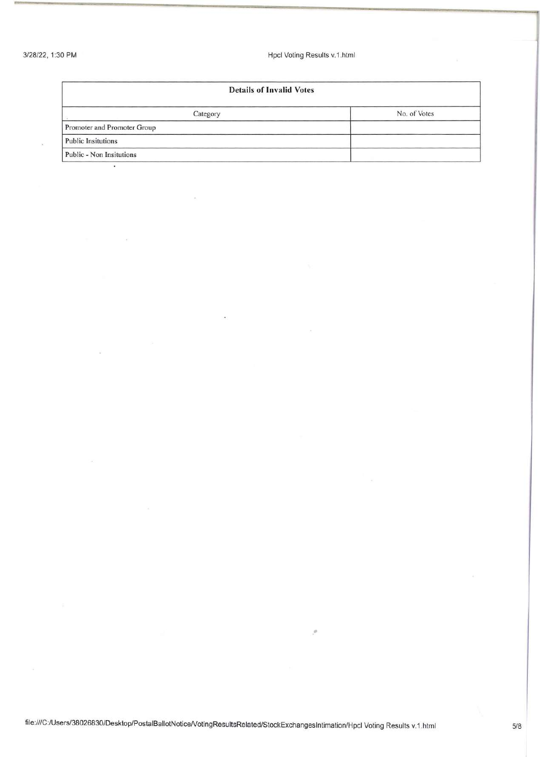| Details of Invalid Votes | |
|---|---|
| Category | No. of Votes |
| Promoter and Promoter Group | |
| Public Insitutions | |
| Public - Non Insitutions | |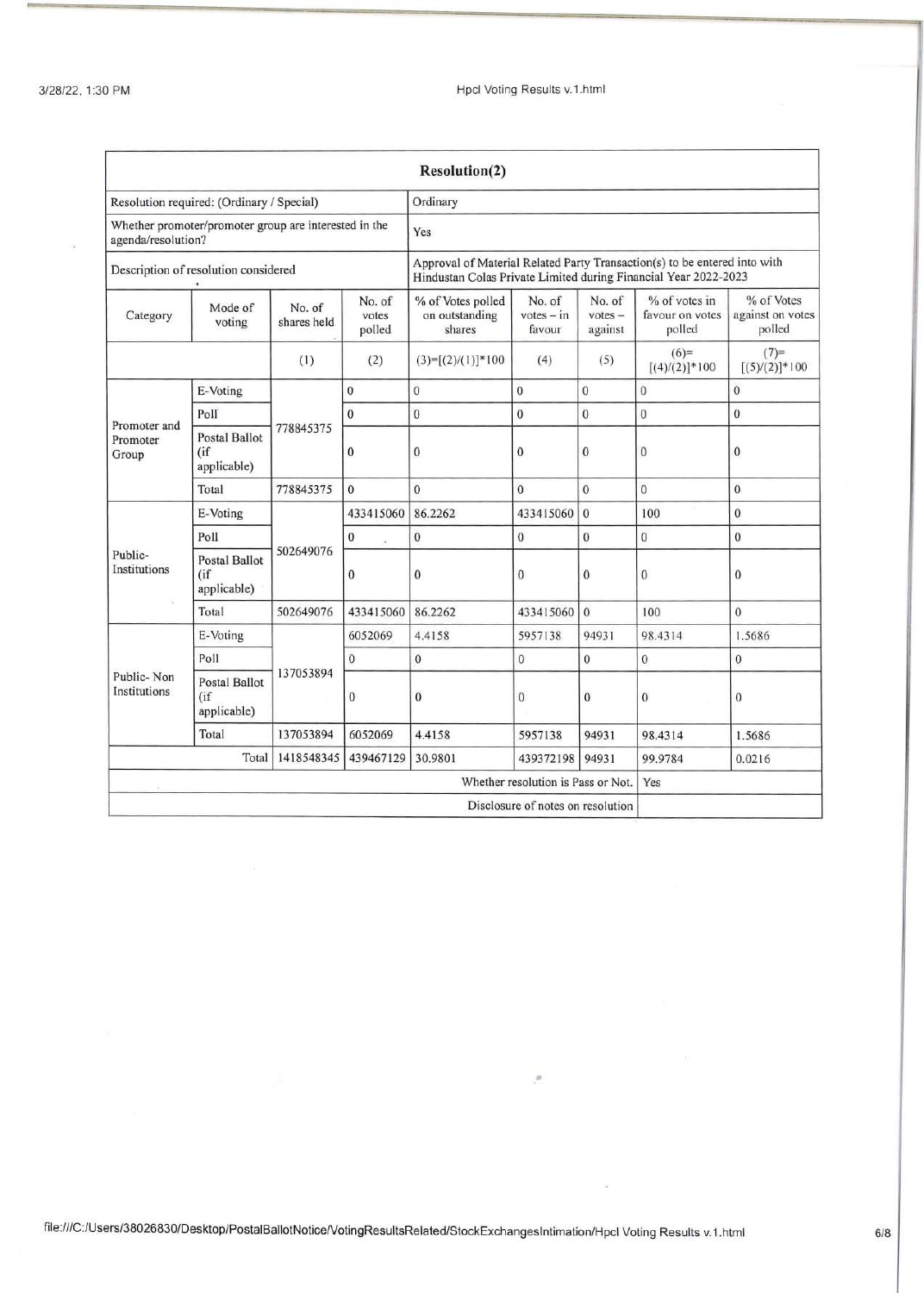| Resolution(2) | | | | | | | | |
|---|---|---|---|---|---|---|---|---|
| Resolution required: (Ordinary / Special) | | | | Ordinary | | | | |
| Whether promoter/promoter group are interested in the agenda/resolution? | | | | Yes | | | | |
| Description of resolution considered | | | | Approval of Material Related Party Transaction(s) to be entered into with Hindustan Colas Private Limited during Financial Year 2022-2023 | | | | |
| Category | Mode of voting | No. of shares held | No. of votes polled | % of Votes polled on outstanding shares | No. of votes – in favour | No. of votes – against | % of votes in favour on votes polled | % of Votes against on votes polled |
| | | (1) | (2) | (3)=[(2)/(1)]*100 | (4) | (5) | (6)=[(4)/(2)]*100 | (7)=[(5)/(2)]*100 |
| Promoter and Promoter Group | E-Voting | 778845375 | 0 | 0 | 0 | 0 | 0 | 0 |
| | Poll | | 0 | 0 | 0 | 0 | 0 | 0 |
| | Postal Ballot (if applicable) | | 0 | 0 | 0 | 0 | 0 | 0 |
| | Total | 778845375 | 0 | 0 | 0 | 0 | 0 | 0 |
| Public-Institutions | E-Voting | 502649076 | 433415060 | 86.2262 | 433415060 | 0 | 100 | 0 |
| | Poll | | 0 | 0 | 0 | 0 | 0 | 0 |
| | Postal Ballot (if applicable) | | 0 | 0 | 0 | 0 | 0 | 0 |
| | Total | 502649076 | 433415060 | 86.2262 | 433415060 | 0 | 100 | 0 |
| Public- Non Institutions | E-Voting | 137053894 | 6052069 | 4.4158 | 5957138 | 94931 | 98.4314 | 1.5686 |
| | Poll | | 0 | 0 | 0 | 0 | 0 | 0 |
| | Postal Ballot (if applicable) | | 0 | 0 | 0 | 0 | 0 | 0 |
| | Total | 137053894 | 6052069 | 4.4158 | 5957138 | 94931 | 98.4314 | 1.5686 |
| | Total | 1418548345 | 439467129 | 30.9801 | 439372198 | 94931 | 99.9784 | 0.0216 |
| Whether resolution is Pass or Not. | | | | | | | | Yes |
| Disclosure of notes on resolution | | | | | | | | |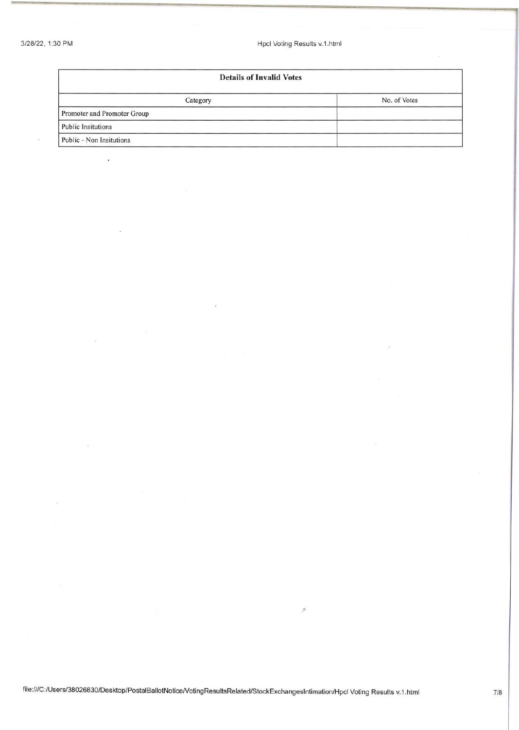| Details of Invalid Votes | |
|---|---|
| Category | No. of Votes |
| Promoter and Promoter Group | |
| Public Insitutions | |
| Public - Non Insitutions | |